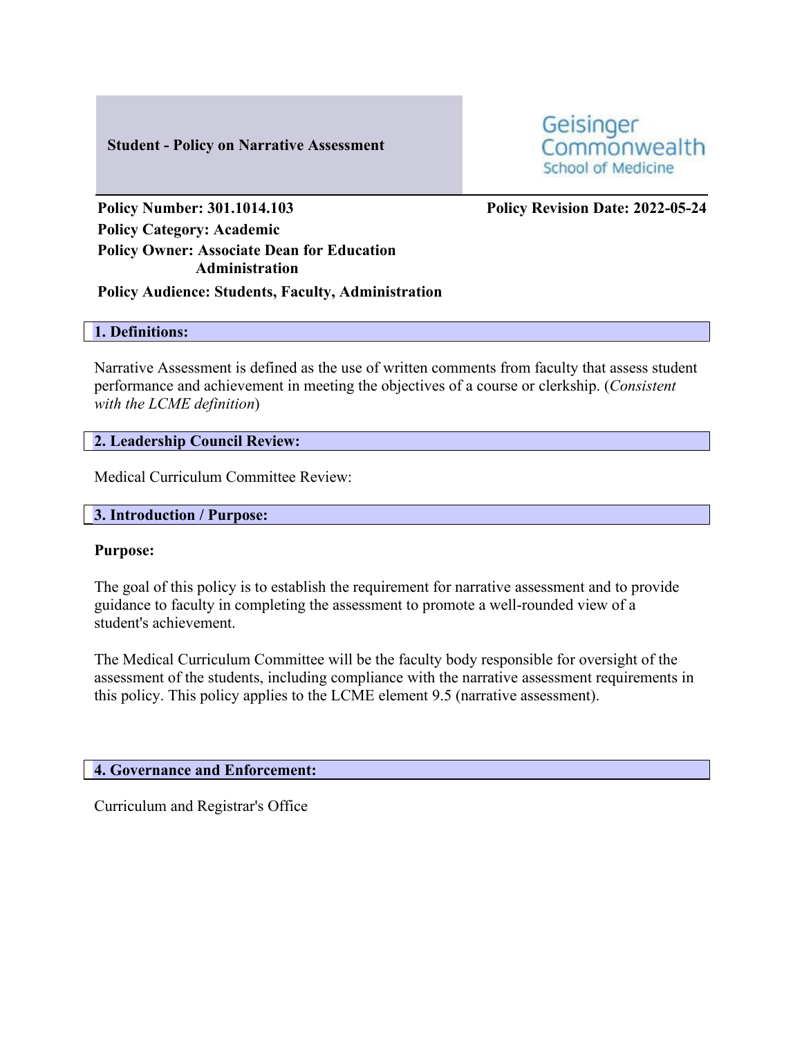**Student - Policy on Narrative Assessment**

Geisinger Commonwealth School of Medicine

**Policy Number: 301.1014.103**
**Policy Revision Date: 2022-05-24**
**Policy Category: Academic**
**Policy Owner: Associate Dean for Education Administration**
**Policy Audience: Students, Faculty, Administration**

## 1. Definitions:

Narrative Assessment is defined as the use of written comments from faculty that assess student performance and achievement in meeting the objectives of a course or clerkship. (*Consistent with the LCME definition*)

## 2. Leadership Council Review:

Medical Curriculum Committee Review:

## 3. Introduction / Purpose:

**Purpose:**

The goal of this policy is to establish the requirement for narrative assessment and to provide guidance to faculty in completing the assessment to promote a well-rounded view of a student's achievement.

The Medical Curriculum Committee will be the faculty body responsible for oversight of the assessment of the students, including compliance with the narrative assessment requirements in this policy. This policy applies to the LCME element 9.5 (narrative assessment).

## 4. Governance and Enforcement:

Curriculum and Registrar's Office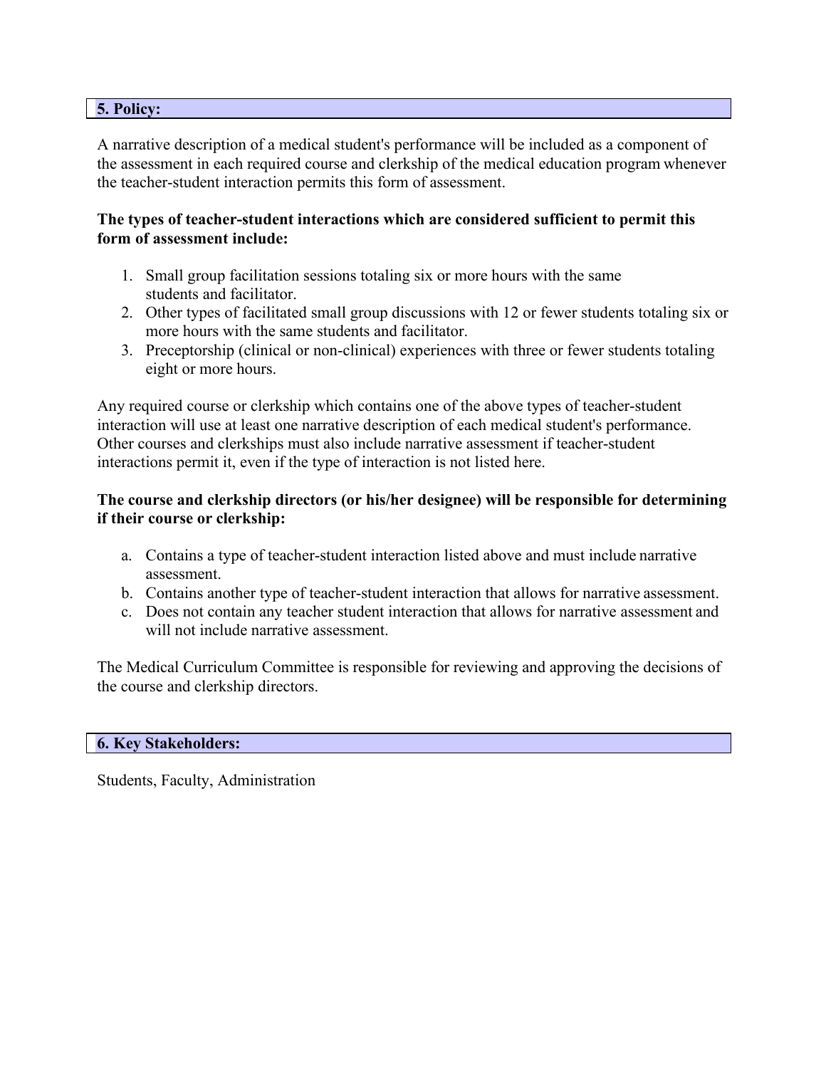## 5. Policy:

A narrative description of a medical student's performance will be included as a component of the assessment in each required course and clerkship of the medical education program whenever the teacher-student interaction permits this form of assessment.

**The types of teacher-student interactions which are considered sufficient to permit this form of assessment include:**

1. Small group facilitation sessions totaling six or more hours with the same students and facilitator.
2. Other types of facilitated small group discussions with 12 or fewer students totaling six or more hours with the same students and facilitator.
3. Preceptorship (clinical or non-clinical) experiences with three or fewer students totaling eight or more hours.

Any required course or clerkship which contains one of the above types of teacher-student interaction will use at least one narrative description of each medical student's performance. Other courses and clerkships must also include narrative assessment if teacher-student interactions permit it, even if the type of interaction is not listed here.

**The course and clerkship directors (or his/her designee) will be responsible for determining if their course or clerkship:**

a. Contains a type of teacher-student interaction listed above and must include narrative assessment.
b. Contains another type of teacher-student interaction that allows for narrative assessment.
c. Does not contain any teacher student interaction that allows for narrative assessment and will not include narrative assessment.

The Medical Curriculum Committee is responsible for reviewing and approving the decisions of the course and clerkship directors.

## 6. Key Stakeholders:

Students, Faculty, Administration